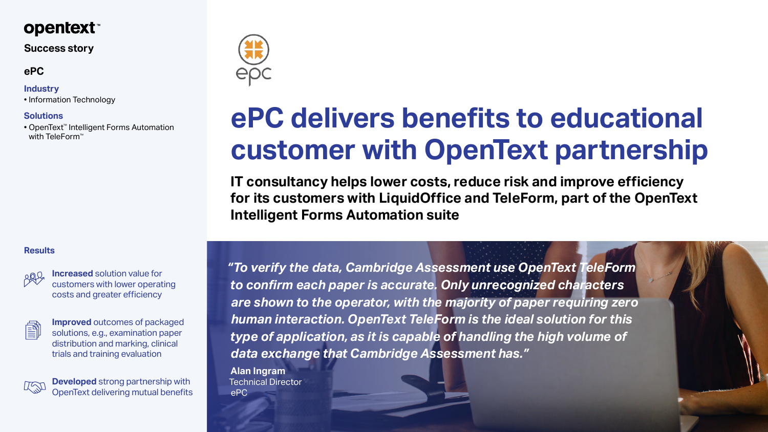opentext™

**Success story**

**ePC**

**Industry**

- Information Technology

**Solutions**

- OpenText™ Intelligent Forms Automation with TeleForm™

# ePC delivers benefits to educational customer with OpenText partnership

## IT consultancy helps lower costs, reduce risk and improve efficiency for its customers with LiquidOffice and TeleForm, part of the OpenText Intelligent Forms Automation suite

*"To verify the data, Cambridge Assessment use OpenText TeleForm to confirm each paper is accurate. Only unrecognized characters are shown to the operator, with the majority of paper requiring zero human interaction. OpenText TeleForm is the ideal solution for this type of application, as it is capable of handling the high volume of data exchange that Cambridge Assessment has."*

**Alan Ingram**
Technical Director
ePC

**Results**

**Increased** solution value for customers with lower operating costs and greater efficiency

**Improved** outcomes of packaged solutions, e.g., examination paper distribution and marking, clinical trials and training evaluation

**Developed** strong partnership with OpenText delivering mutual benefits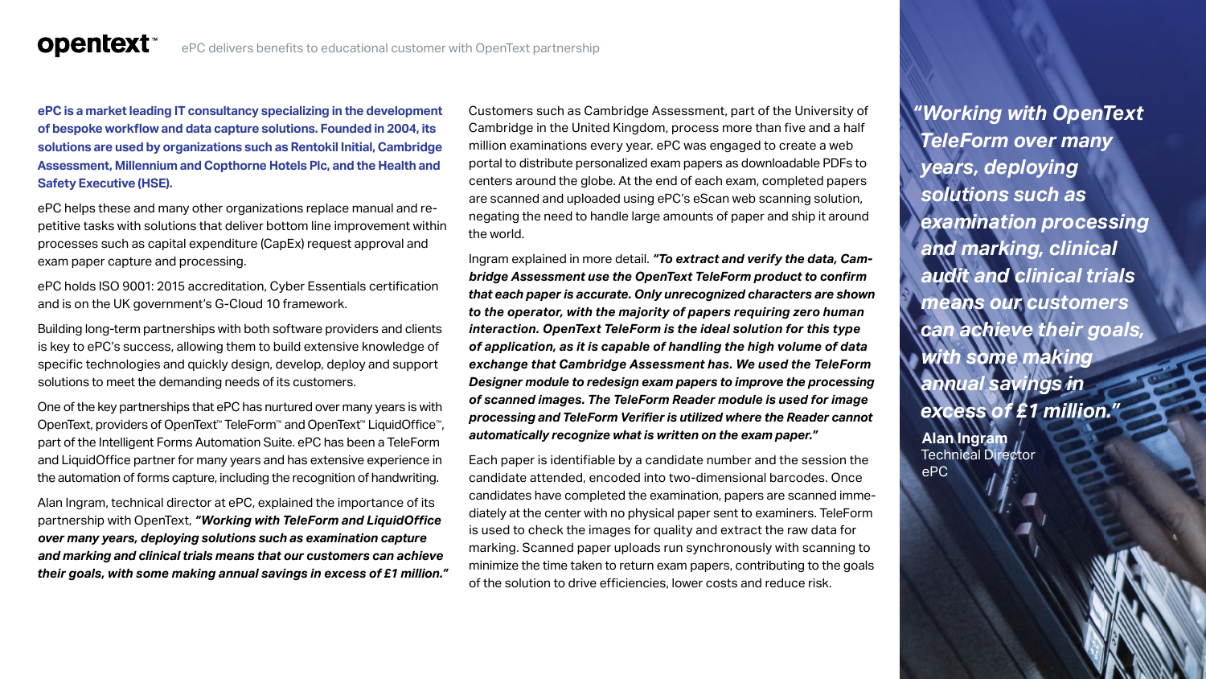**ePC is a market leading IT consultancy specializing in the development of bespoke workflow and data capture solutions. Founded in 2004, its solutions are used by organizations such as Rentokil Initial, Cambridge Assessment, Millennium and Copthorne Hotels Plc, and the Health and Safety Executive (HSE).**

ePC helps these and many other organizations replace manual and repetitive tasks with solutions that deliver bottom line improvement within processes such as capital expenditure (CapEx) request approval and exam paper capture and processing.

ePC holds ISO 9001: 2015 accreditation, Cyber Essentials certification and is on the UK government's G-Cloud 10 framework.

Building long-term partnerships with both software providers and clients is key to ePC's success, allowing them to build extensive knowledge of specific technologies and quickly design, develop, deploy and support solutions to meet the demanding needs of its customers.

One of the key partnerships that ePC has nurtured over many years is with OpenText, providers of OpenText™ TeleForm™ and OpenText™ LiquidOffice™, part of the Intelligent Forms Automation Suite. ePC has been a TeleForm and LiquidOffice partner for many years and has extensive experience in the automation of forms capture, including the recognition of handwriting.

Alan Ingram, technical director at ePC, explained the importance of its partnership with OpenText, ***"Working with TeleForm and LiquidOffice over many years, deploying solutions such as examination capture and marking and clinical trials means that our customers can achieve their goals, with some making annual savings in excess of £1 million."***

Customers such as Cambridge Assessment, part of the University of Cambridge in the United Kingdom, process more than five and a half million examinations every year. ePC was engaged to create a web portal to distribute personalized exam papers as downloadable PDFs to centers around the globe. At the end of each exam, completed papers are scanned and uploaded using ePC's eScan web scanning solution, negating the need to handle large amounts of paper and ship it around the world.

Ingram explained in more detail. ***"To extract and verify the data, Cambridge Assessment use the OpenText TeleForm product to confirm that each paper is accurate. Only unrecognized characters are shown to the operator, with the majority of papers requiring zero human interaction. OpenText TeleForm is the ideal solution for this type of application, as it is capable of handling the high volume of data exchange that Cambridge Assessment has. We used the TeleForm Designer module to redesign exam papers to improve the processing of scanned images. The TeleForm Reader module is used for image processing and TeleForm Verifier is utilized where the Reader cannot automatically recognize what is written on the exam paper."***

Each paper is identifiable by a candidate number and the session the candidate attended, encoded into two-dimensional barcodes. Once candidates have completed the examination, papers are scanned immediately at the center with no physical paper sent to examiners. TeleForm is used to check the images for quality and extract the raw data for marking. Scanned paper uploads run synchronously with scanning to minimize the time taken to return exam papers, contributing to the goals of the solution to drive efficiencies, lower costs and reduce risk.

***"Working with OpenText TeleForm over many years, deploying solutions such as examination processing and marking, clinical audit and clinical trials means our customers can achieve their goals, with some making annual savings in excess of £1 million."***

**Alan Ingram**
Technical Director
ePC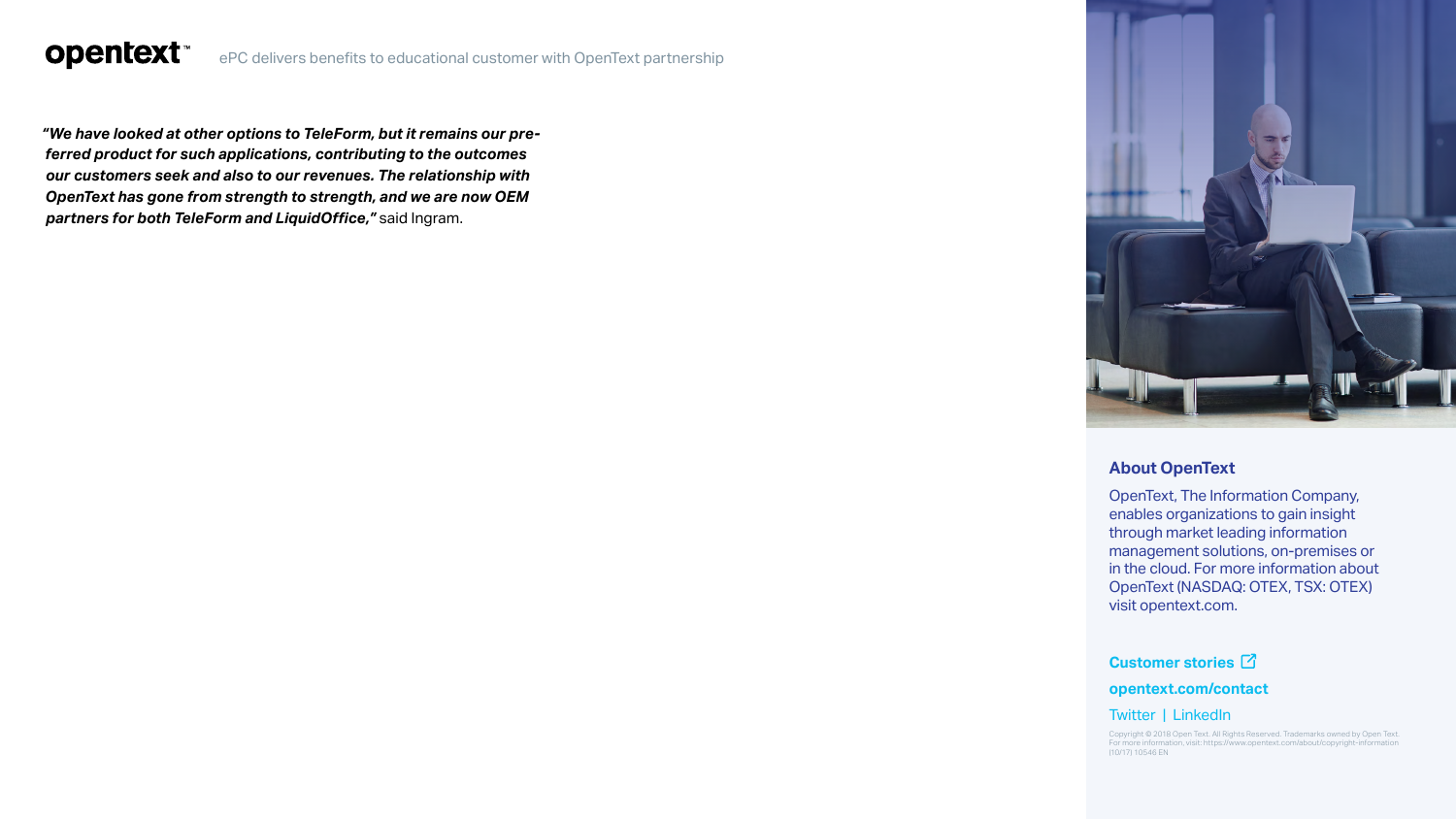*"We have looked at other options to TeleForm, but it remains our preferred product for such applications, contributing to the outcomes our customers seek and also to our revenues. The relationship with OpenText has gone from strength to strength, and we are now OEM partners for both TeleForm and LiquidOffice,"* said Ingram.

## About OpenText

OpenText, The Information Company, enables organizations to gain insight through market leading information management solutions, on-premises or in the cloud. For more information about OpenText (NASDAQ: OTEX, TSX: OTEX) visit opentext.com.

**Customer stories**

**opentext.com/contact**

Twitter | LinkedIn

Copyright © 2018 Open Text. All Rights Reserved. Trademarks owned by Open Text. For more information, visit: https://www.opentext.com/about/copyright-information (10/17) 10546 EN